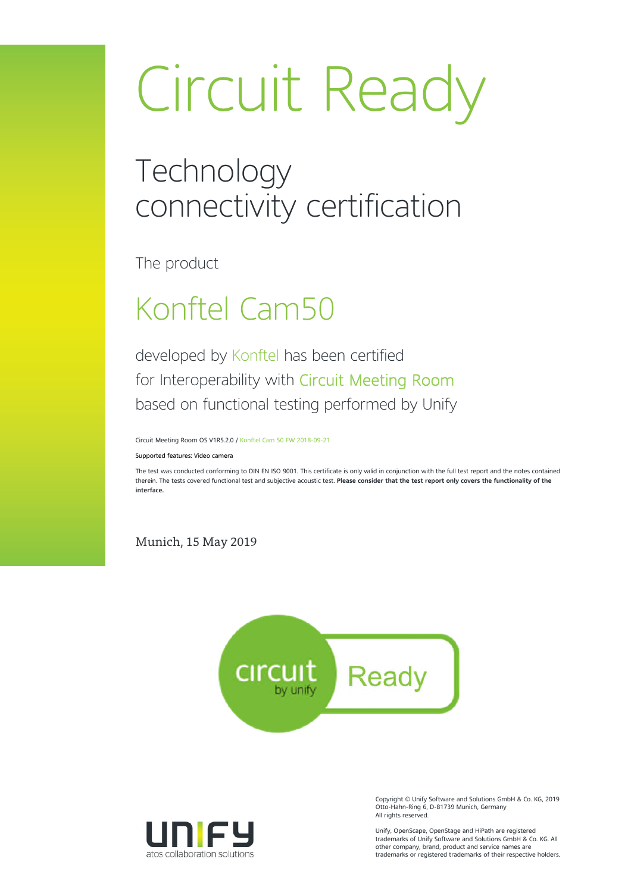# Circuit Ready

## Technology connectivity certification

The product

## Konftel Cam50

developed by Konftel has been certified
for Interoperability with Circuit Meeting Room
based on functional testing performed by Unify

Circuit Meeting Room OS V1R5.2.0 / Konftel Cam 50 FW 2018-09-21

Supported features: Video camera

The test was conducted conforming to DIN EN ISO 9001. This certificate is only valid in conjunction with the full test report and the notes contained therein. The tests covered functional test and subjective acoustic test. **Please consider that the test report only covers the functionality of the interface.**

Munich, 15 May 2019

circuit by unify Ready

UNIFY
atos collaboration solutions

Copyright © Unify Software and Solutions GmbH & Co. KG, 2019
Otto-Hahn-Ring 6, D-81739 Munich, Germany
All rights reserved.

Unify, OpenScape, OpenStage and HiPath are registered trademarks of Unify Software and Solutions GmbH & Co. KG. All other company, brand, product and service names are trademarks or registered trademarks of their respective holders.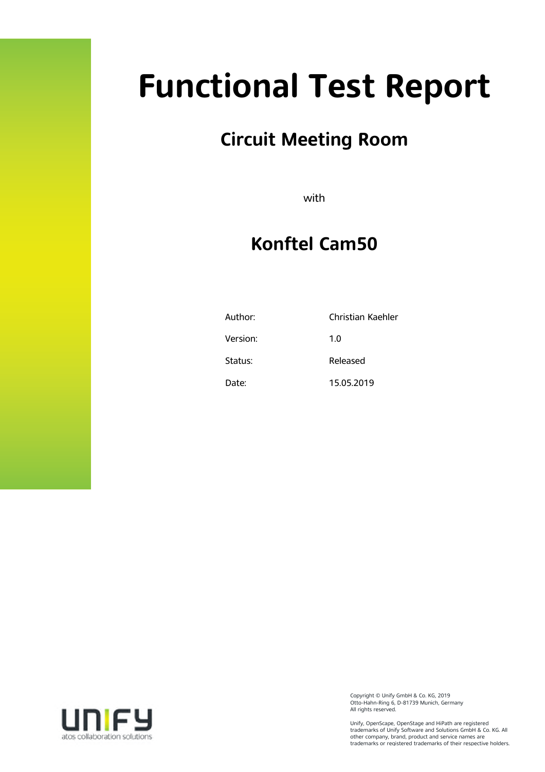# Functional Test Report

## Circuit Meeting Room

with

## Konftel Cam50

| | |
|---|---|
| Author: | Christian Kaehler |
| Version: | 1.0 |
| Status: | Released |
| Date: | 15.05.2019 |

Copyright © Unify GmbH & Co. KG, 2019
Otto-Hahn-Ring 6, D-81739 Munich, Germany
All rights reserved.

Unify, OpenScape, OpenStage and HiPath are registered trademarks of Unify Software and Solutions GmbH & Co. KG. All other company, brand, product and service names are trademarks or registered trademarks of their respective holders.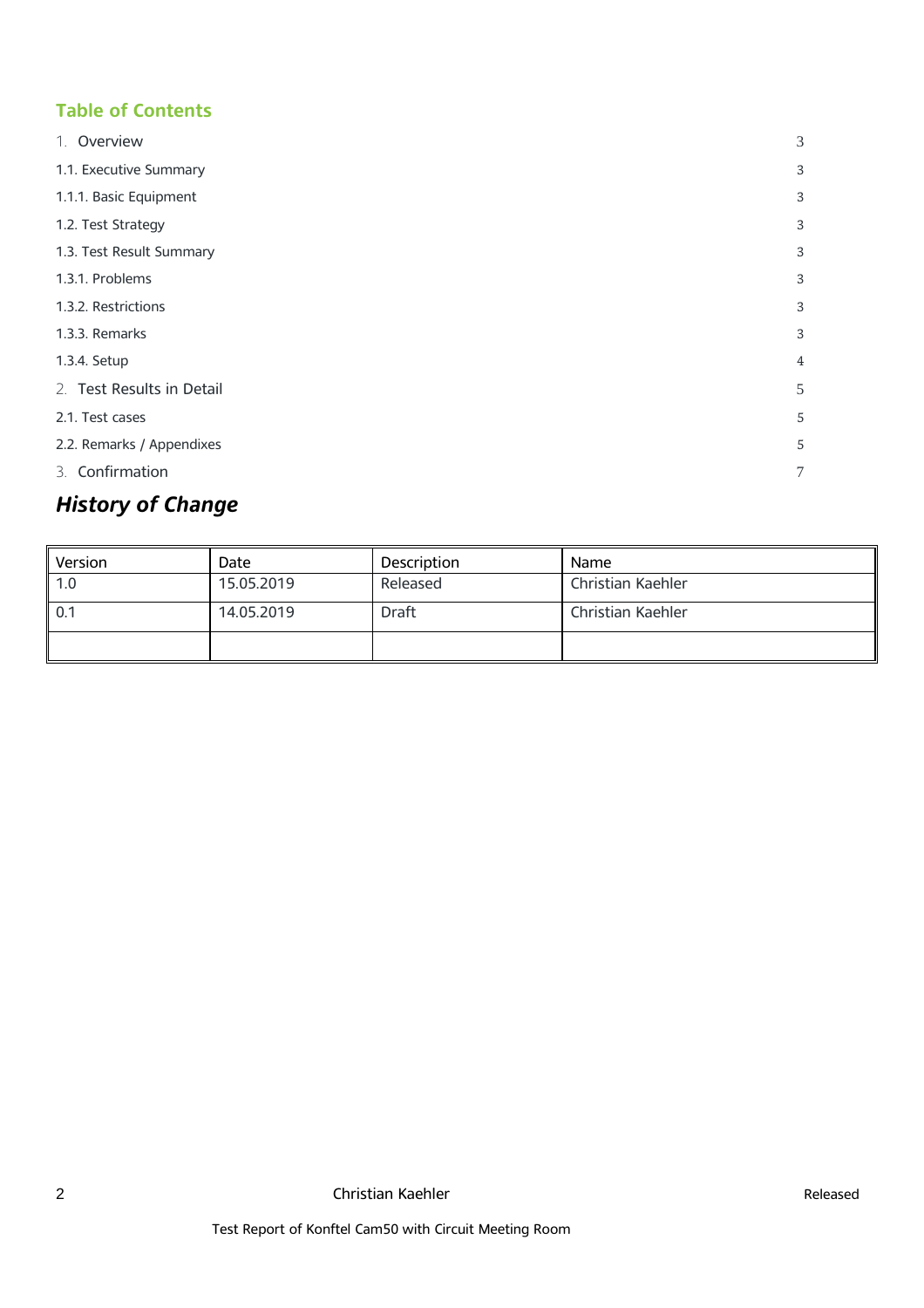## Table of Contents

1. Overview 3

1.1. Executive Summary 3

1.1.1. Basic Equipment 3

1.2. Test Strategy 3

1.3. Test Result Summary 3

1.3.1. Problems 3

1.3.2. Restrictions 3

1.3.3. Remarks 3

1.3.4. Setup 4

2. Test Results in Detail 5

2.1. Test cases 5

2.2. Remarks / Appendixes 5

3. Confirmation 7

## *History of Change*

| Version | Date | Description | Name |
|---|---|---|---|
| 1.0 | 15.05.2019 | Released | Christian Kaehler |
| 0.1 | 14.05.2019 | Draft | Christian Kaehler |
| | | | |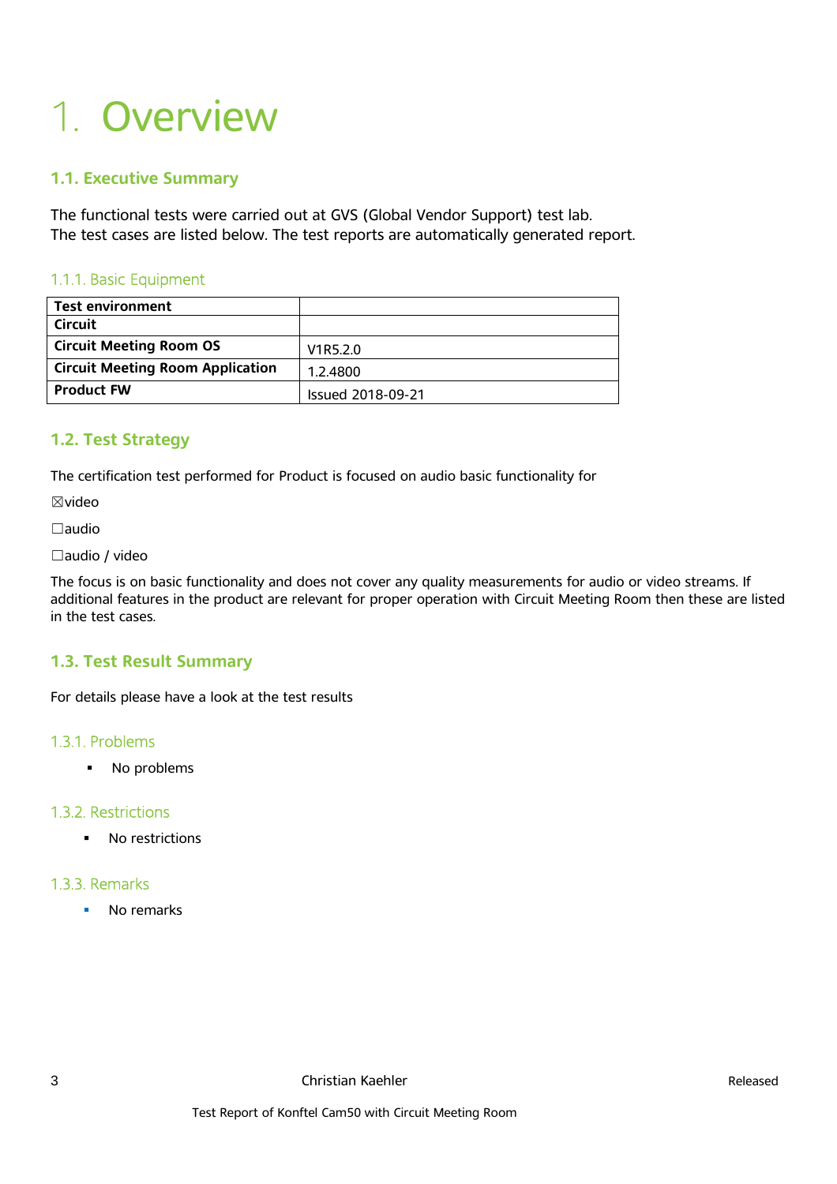# 1. Overview

## 1.1. Executive Summary

The functional tests were carried out at GVS (Global Vendor Support) test lab.
The test cases are listed below. The test reports are automatically generated report.

### 1.1.1. Basic Equipment

| **Test environment** | |
|---|---|
| **Circuit** | |
| **Circuit Meeting Room OS** | V1R5.2.0 |
| **Circuit Meeting Room Application** | 1.2.4800 |
| **Product FW** | Issued 2018-09-21 |

## 1.2. Test Strategy

The certification test performed for Product is focused on audio basic functionality for

☒video

☐audio

☐audio / video

The focus is on basic functionality and does not cover any quality measurements for audio or video streams. If additional features in the product are relevant for proper operation with Circuit Meeting Room then these are listed in the test cases.

## 1.3. Test Result Summary

For details please have a look at the test results

### 1.3.1. Problems

- No problems

### 1.3.2. Restrictions

- No restrictions

### 1.3.3. Remarks

- No remarks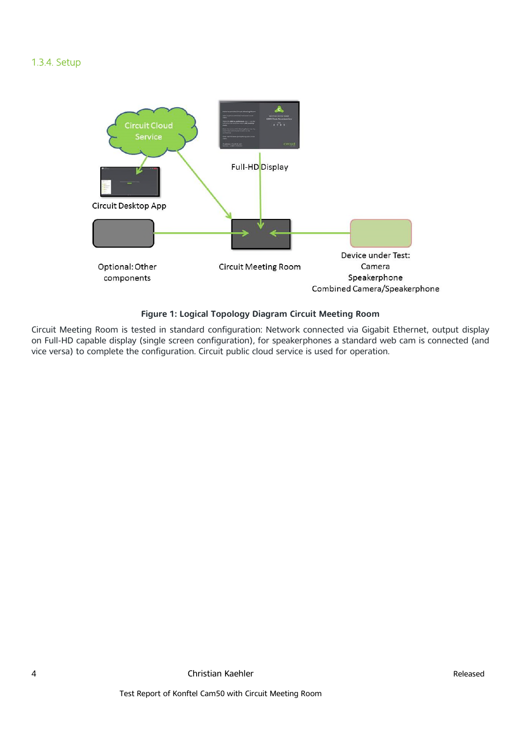### 1.3.4. Setup

Circuit Cloud Service

Full-HD Display

Circuit Desktop App

Optional: Other components

Circuit Meeting Room

Device under Test:
Camera
Speakerphone
Combined Camera/Speakerphone

**Figure 1: Logical Topology Diagram Circuit Meeting Room**

Circuit Meeting Room is tested in standard configuration: Network connected via Gigabit Ethernet, output display on Full-HD capable display (single screen configuration), for speakerphones a standard web cam is connected (and vice versa) to complete the configuration. Circuit public cloud service is used for operation.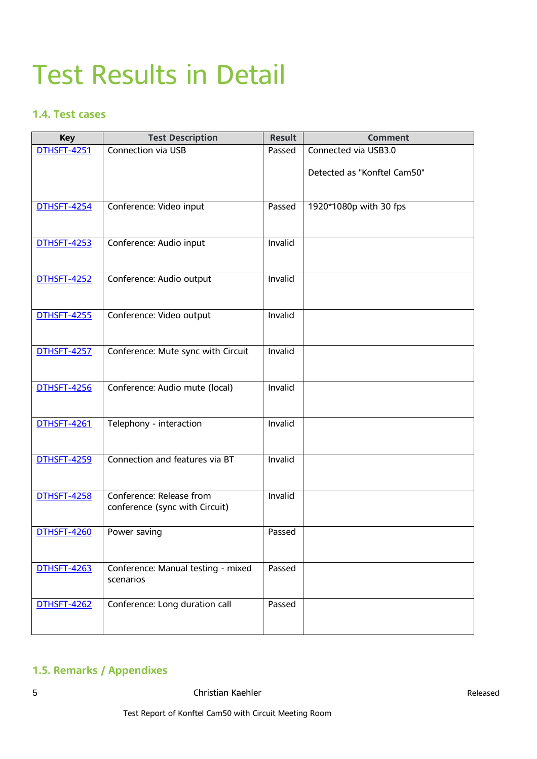# Test Results in Detail

## 1.4. Test cases

| Key | Test Description | Result | Comment |
| --- | --- | --- | --- |
| DTHSFT-4251 | Connection via USB | Passed | Connected via USB3.0<br><br>Detected as "Konftel Cam50" |
| DTHSFT-4254 | Conference: Video input | Passed | 1920*1080p with 30 fps |
| DTHSFT-4253 | Conference: Audio input | Invalid | |
| DTHSFT-4252 | Conference: Audio output | Invalid | |
| DTHSFT-4255 | Conference: Video output | Invalid | |
| DTHSFT-4257 | Conference: Mute sync with Circuit | Invalid | |
| DTHSFT-4256 | Conference: Audio mute (local) | Invalid | |
| DTHSFT-4261 | Telephony - interaction | Invalid | |
| DTHSFT-4259 | Connection and features via BT | Invalid | |
| DTHSFT-4258 | Conference: Release from conference (sync with Circuit) | Invalid | |
| DTHSFT-4260 | Power saving | Passed | |
| DTHSFT-4263 | Conference: Manual testing - mixed scenarios | Passed | |
| DTHSFT-4262 | Conference: Long duration call | Passed | |

## 1.5. Remarks / Appendixes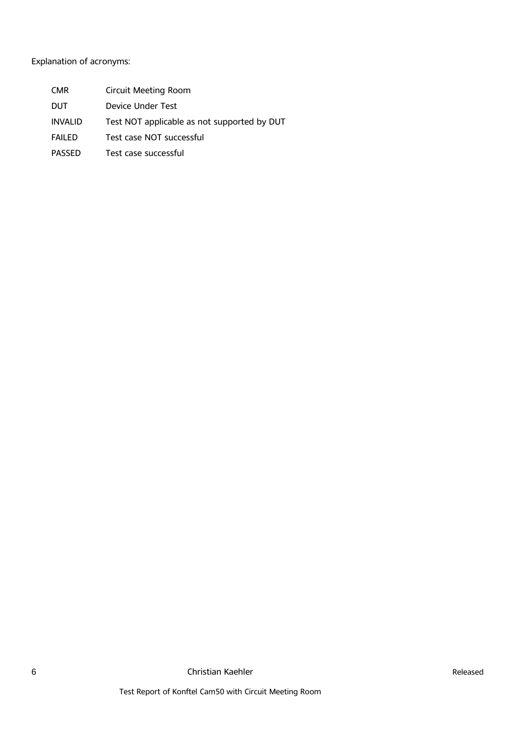Explanation of acronyms:

| | |
|---|---|
| CMR | Circuit Meeting Room |
| DUT | Device Under Test |
| INVALID | Test NOT applicable as not supported by DUT |
| FAILED | Test case NOT successful |
| PASSED | Test case successful |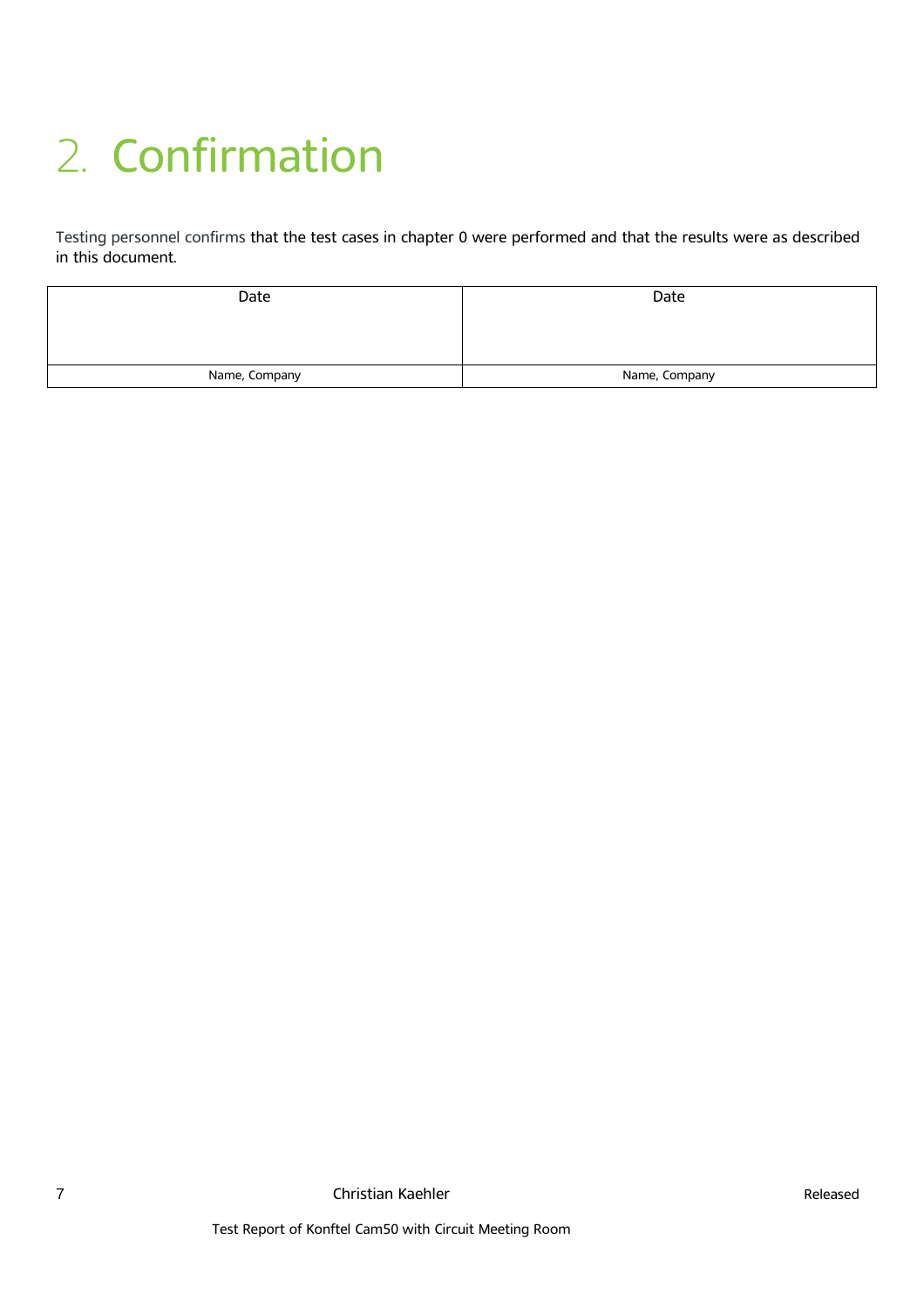# 2. Confirmation

Testing personnel confirms that the test cases in chapter 0 were performed and that the results were as described in this document.

| Date | Date |
|---|---|
| Name, Company | Name, Company |